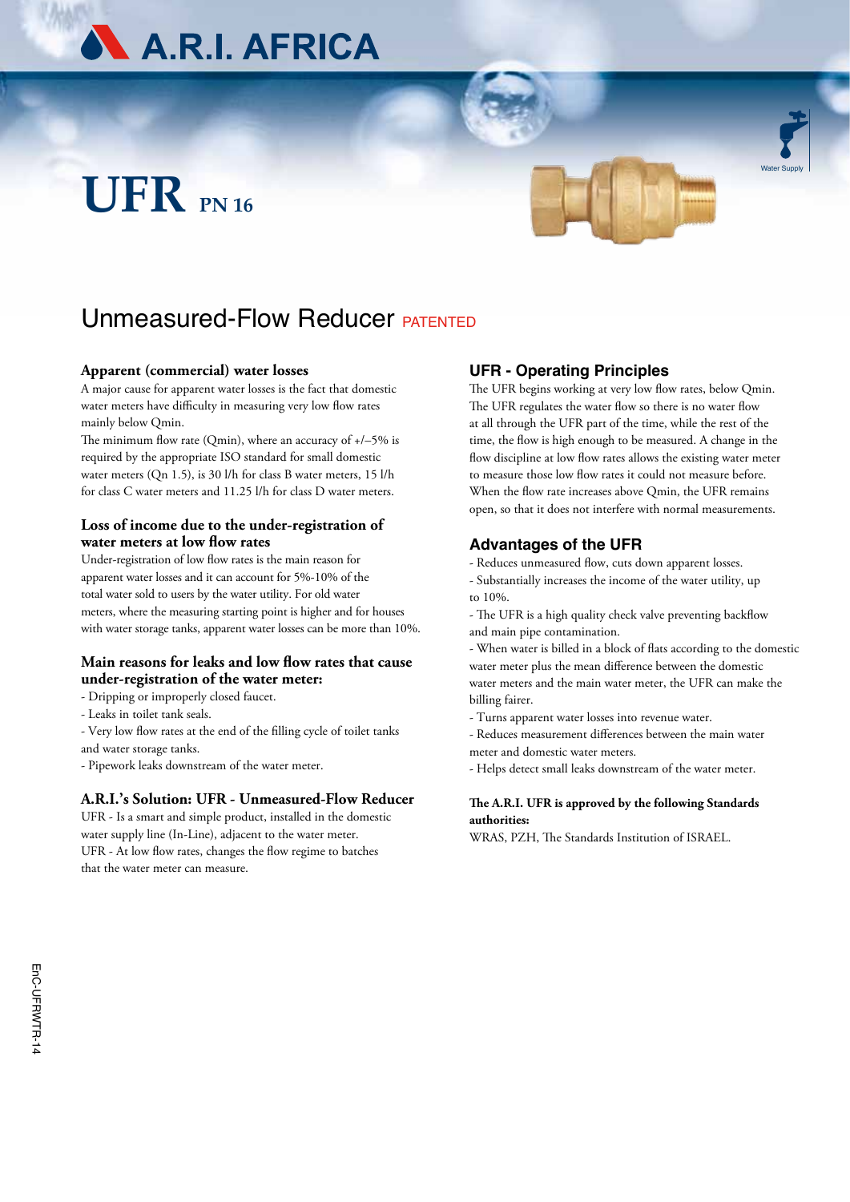# A.R.I. AFRICA

# UFR PN 16

Water Supply

## Unmeasured-Flow Reducer PATENTED

### Apparent (commercial) water losses

A major cause for apparent water losses is the fact that domestic water meters have difficulty in measuring very low flow rates mainly below Qmin.

The minimum flow rate (Qmin), where an accuracy of +/–5% is required by the appropriate ISO standard for small domestic water meters (Qn 1.5), is 30 l/h for class B water meters, 15 l/h for class C water meters and 11.25 l/h for class D water meters.

### Loss of income due to the under-registration of water meters at low flow rates

Under-registration of low flow rates is the main reason for apparent water losses and it can account for 5%-10% of the total water sold to users by the water utility. For old water meters, where the measuring starting point is higher and for houses with water storage tanks, apparent water losses can be more than 10%.

### Main reasons for leaks and low flow rates that cause under-registration of the water meter:

- Dripping or improperly closed faucet.
- Leaks in toilet tank seals.
- Very low flow rates at the end of the filling cycle of toilet tanks and water storage tanks.
- Pipework leaks downstream of the water meter.

### A.R.I.'s Solution: UFR - Unmeasured-Flow Reducer

UFR - Is a smart and simple product, installed in the domestic water supply line (In-Line), adjacent to the water meter.
UFR - At low flow rates, changes the flow regime to batches that the water meter can measure.

### UFR - Operating Principles

The UFR begins working at very low flow rates, below Qmin. The UFR regulates the water flow so there is no water flow at all through the UFR part of the time, while the rest of the time, the flow is high enough to be measured. A change in the flow discipline at low flow rates allows the existing water meter to measure those low flow rates it could not measure before. When the flow rate increases above Qmin, the UFR remains open, so that it does not interfere with normal measurements.

### Advantages of the UFR

- Reduces unmeasured flow, cuts down apparent losses.
- Substantially increases the income of the water utility, up to 10%.
- The UFR is a high quality check valve preventing backflow and main pipe contamination.
- When water is billed in a block of flats according to the domestic water meter plus the mean difference between the domestic water meters and the main water meter, the UFR can make the billing fairer.
- Turns apparent water losses into revenue water.
- Reduces measurement differences between the main water meter and domestic water meters.
- Helps detect small leaks downstream of the water meter.

**The A.R.I. UFR is approved by the following Standards authorities:**

WRAS, PZH, The Standards Institution of ISRAEL.

EnC-UFRWTR-14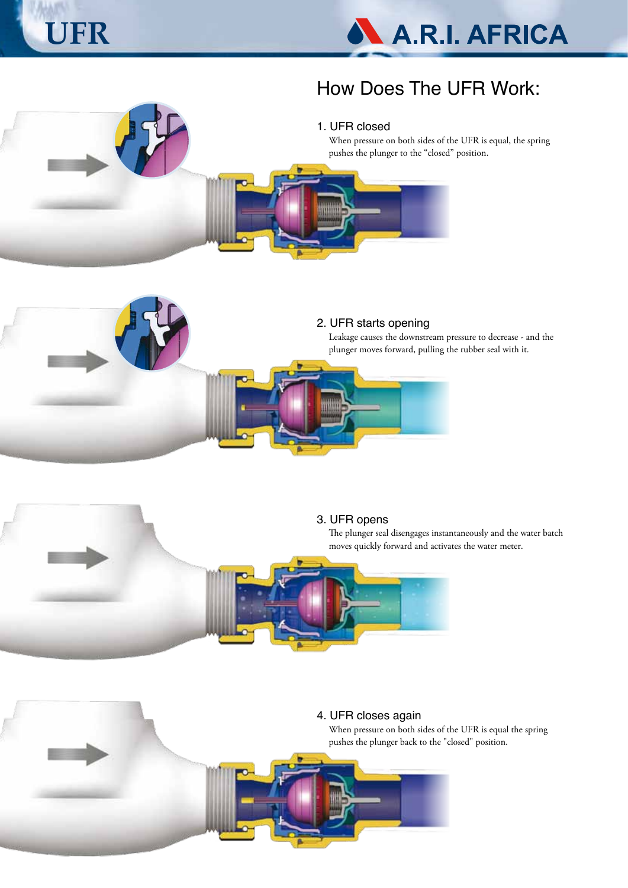## How Does The UFR Work:

### 1. UFR closed

When pressure on both sides of the UFR is equal, the spring pushes the plunger to the "closed" position.

### 2. UFR starts opening

Leakage causes the downstream pressure to decrease - and the plunger moves forward, pulling the rubber seal with it.

### 3. UFR opens

The plunger seal disengages instantaneously and the water batch moves quickly forward and activates the water meter.

### 4. UFR closes again

When pressure on both sides of the UFR is equal the spring pushes the plunger back to the "closed" position.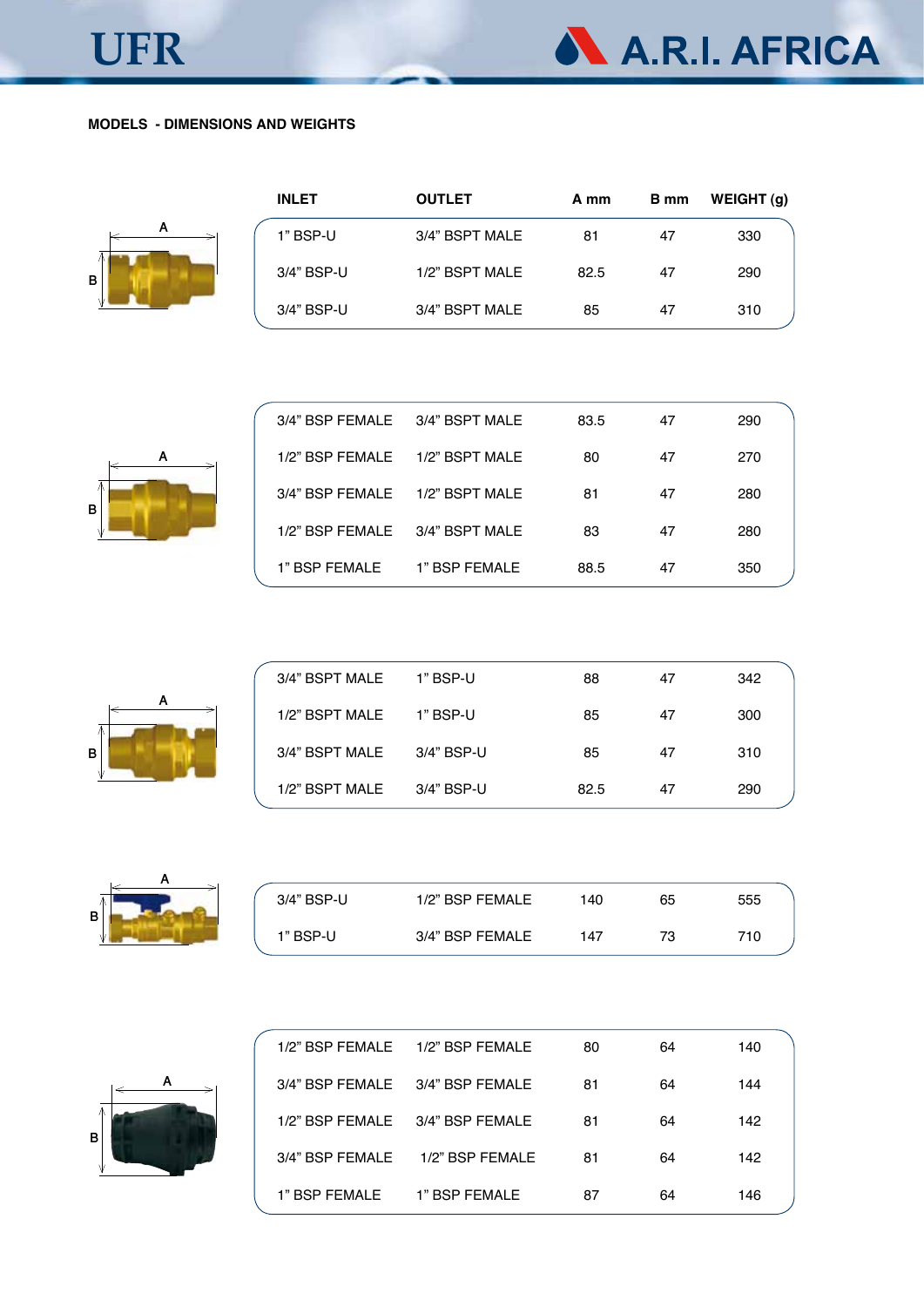**MODELS - DIMENSIONS AND WEIGHTS**

| INLET | OUTLET | A mm | B mm | WEIGHT (g) |
|---|---|---|---|---|
| 1” BSP-U | 3/4” BSPT MALE | 81 | 47 | 330 |
| 3/4” BSP-U | 1/2” BSPT MALE | 82.5 | 47 | 290 |
| 3/4” BSP-U | 3/4” BSPT MALE | 85 | 47 | 310 |

| INLET | OUTLET | A mm | B mm | WEIGHT (g) |
|---|---|---|---|---|
| 3/4” BSP FEMALE | 3/4” BSPT MALE | 83.5 | 47 | 290 |
| 1/2” BSP FEMALE | 1/2” BSPT MALE | 80 | 47 | 270 |
| 3/4” BSP FEMALE | 1/2” BSPT MALE | 81 | 47 | 280 |
| 1/2” BSP FEMALE | 3/4” BSPT MALE | 83 | 47 | 280 |
| 1” BSP FEMALE | 1” BSP FEMALE | 88.5 | 47 | 350 |

| INLET | OUTLET | A mm | B mm | WEIGHT (g) |
|---|---|---|---|---|
| 3/4” BSPT MALE | 1” BSP-U | 88 | 47 | 342 |
| 1/2” BSPT MALE | 1” BSP-U | 85 | 47 | 300 |
| 3/4” BSPT MALE | 3/4” BSP-U | 85 | 47 | 310 |
| 1/2” BSPT MALE | 3/4” BSP-U | 82.5 | 47 | 290 |

| INLET | OUTLET | A mm | B mm | WEIGHT (g) |
|---|---|---|---|---|
| 3/4” BSP-U | 1/2” BSP FEMALE | 140 | 65 | 555 |
| 1” BSP-U | 3/4” BSP FEMALE | 147 | 73 | 710 |

| INLET | OUTLET | A mm | B mm | WEIGHT (g) |
|---|---|---|---|---|
| 1/2” BSP FEMALE | 1/2” BSP FEMALE | 80 | 64 | 140 |
| 3/4” BSP FEMALE | 3/4” BSP FEMALE | 81 | 64 | 144 |
| 1/2” BSP FEMALE | 3/4” BSP FEMALE | 81 | 64 | 142 |
| 3/4” BSP FEMALE | 1/2” BSP FEMALE | 81 | 64 | 142 |
| 1” BSP FEMALE | 1” BSP FEMALE | 87 | 64 | 146 |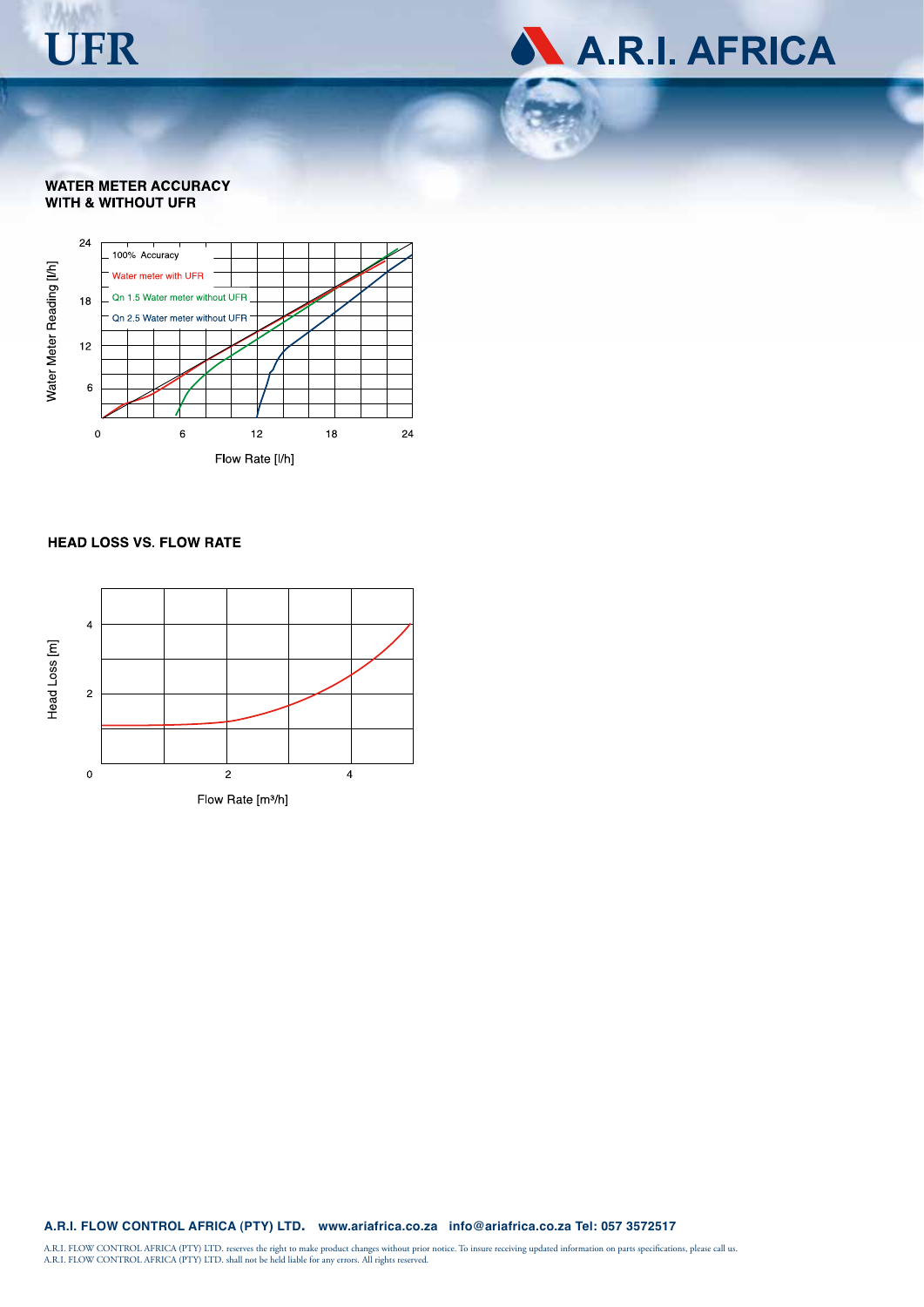## WATER METER ACCURACY WITH & WITHOUT UFR

24

18

12

6

0

6

12

18

24

Water Meter Reading [l/h]

Flow Rate [l/h]

100% Accuracy

Water meter with UFR

Qn 1.5 Water meter without UFR

Qn 2.5 Water meter without UFR

## HEAD LOSS VS. FLOW RATE

4

2

0

2

4

Head Loss [m]

Flow Rate [m³/h]

**A.R.I. FLOW CONTROL AFRICA (PTY) LTD. www.ariafrica.co.za info@ariafrica.co.za Tel: 057 3572517**

A.R.I. FLOW CONTROL AFRICA (PTY) LTD. reserves the right to make product changes without prior notice. To insure receiving updated information on parts specifications, please call us.
A.R.I. FLOW CONTROL AFRICA (PTY) LTD. shall not be held liable for any errors. All rights reserved.